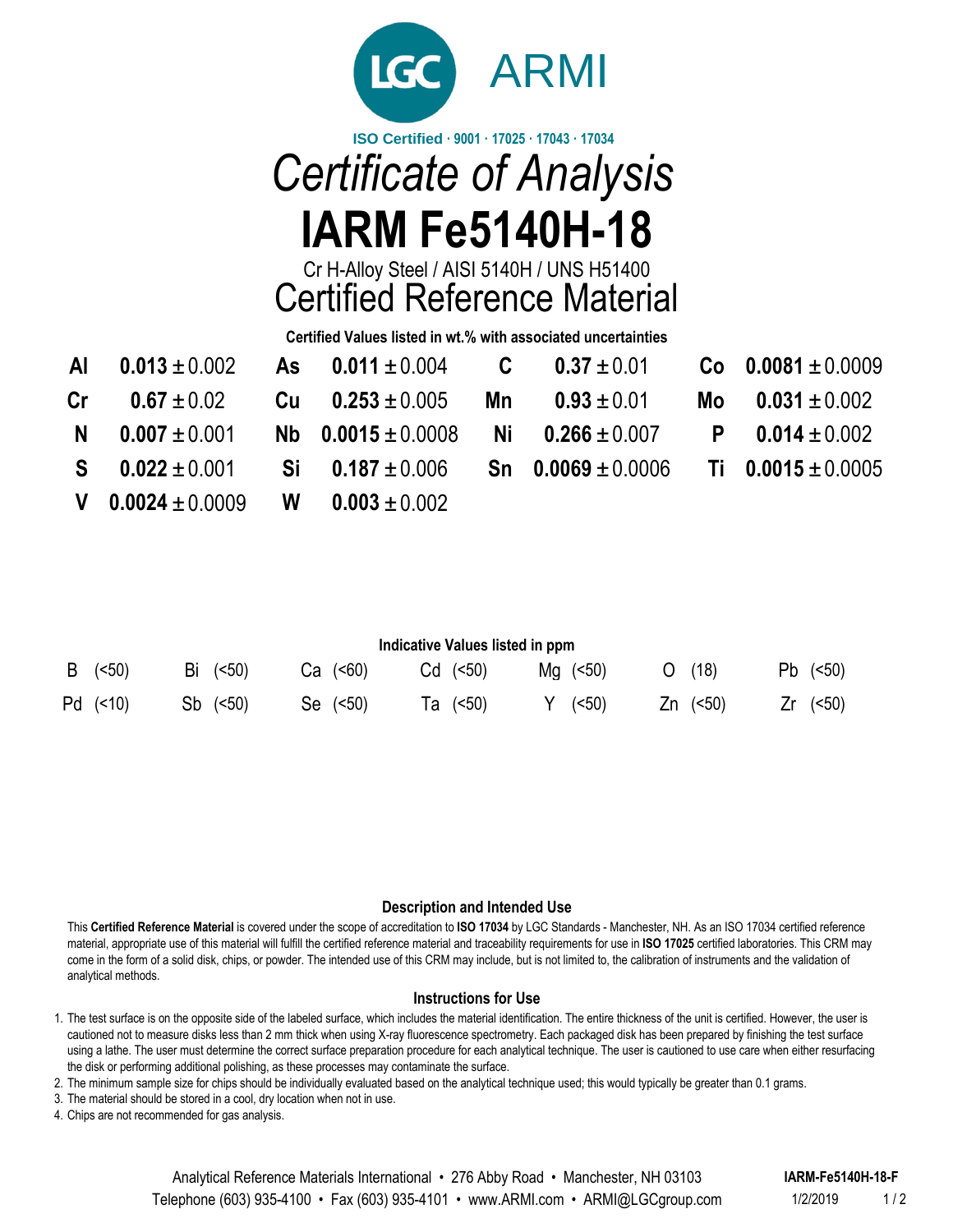LGC ARMI

ISO Certified · 9001 · 17025 · 17043 · 17034

# *Certificate of Analysis*

# IARM Fe5140H-18

Cr H-Alloy Steel / AISI 5140H / UNS H51400

## Certified Reference Material

**Certified Values listed in wt.% with associated uncertainties**

| Element | Value | Element | Value | Element | Value | Element | Value |
|---|---|---|---|---|---|---|---|
| **Al** | **0.013** ± 0.002 | **As** | **0.011** ± 0.004 | **C** | **0.37** ± 0.01 | **Co** | **0.0081** ± 0.0009 |
| **Cr** | **0.67** ± 0.02 | **Cu** | **0.253** ± 0.005 | **Mn** | **0.93** ± 0.01 | **Mo** | **0.031** ± 0.002 |
| **N** | **0.007** ± 0.001 | **Nb** | **0.0015** ± 0.0008 | **Ni** | **0.266** ± 0.007 | **P** | **0.014** ± 0.002 |
| **S** | **0.022** ± 0.001 | **Si** | **0.187** ± 0.006 | **Sn** | **0.0069** ± 0.0006 | **Ti** | **0.0015** ± 0.0005 |
| **V** | **0.0024** ± 0.0009 | **W** | **0.003** ± 0.002 | | | | |

**Indicative Values listed in ppm**

| | | | | | | |
|---|---|---|---|---|---|---|
| B (<50) | Bi (<50) | Ca (<60) | Cd (<50) | Mg (<50) | O (18) | Pb (<50) |
| Pd (<10) | Sb (<50) | Se (<50) | Ta (<50) | Y (<50) | Zn (<50) | Zr (<50) |

### Description and Intended Use

This **Certified Reference Material** is covered under the scope of accreditation to **ISO 17034** by LGC Standards - Manchester, NH. As an ISO 17034 certified reference material, appropriate use of this material will fulfill the certified reference material and traceability requirements for use in **ISO 17025** certified laboratories. This CRM may come in the form of a solid disk, chips, or powder. The intended use of this CRM may include, but is not limited to, the calibration of instruments and the validation of analytical methods.

### Instructions for Use

1. The test surface is on the opposite side of the labeled surface, which includes the material identification. The entire thickness of the unit is certified. However, the user is cautioned not to measure disks less than 2 mm thick when using X-ray fluorescence spectrometry. Each packaged disk has been prepared by finishing the test surface using a lathe. The user must determine the correct surface preparation procedure for each analytical technique. The user is cautioned to use care when either resurfacing the disk or performing additional polishing, as these processes may contaminate the surface.
2. The minimum sample size for chips should be individually evaluated based on the analytical technique used; this would typically be greater than 0.1 grams.
3. The material should be stored in a cool, dry location when not in use.
4. Chips are not recommended for gas analysis.

Analytical Reference Materials International • 276 Abby Road • Manchester, NH 03103
Telephone (603) 935-4100 • Fax (603) 935-4101 • www.ARMI.com • ARMI@LGCgroup.com

IARM-Fe5140H-18-F
1/2/2019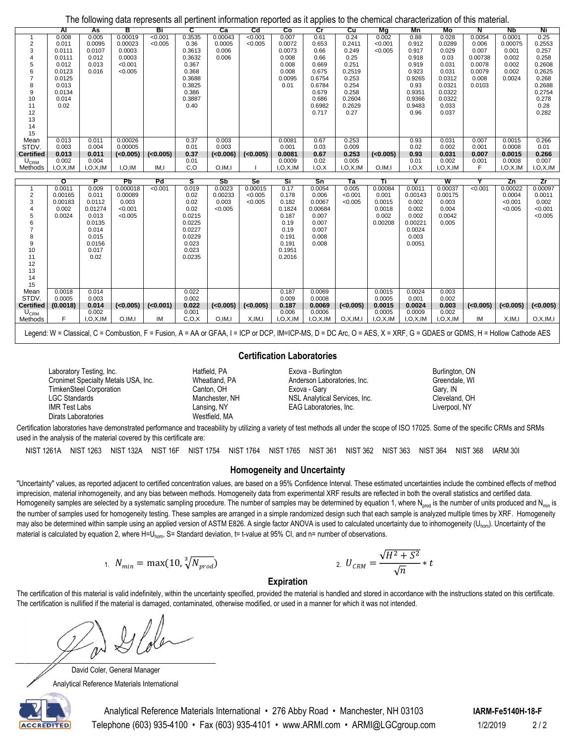The following data represents all pertinent information reported as it applies to the chemical characterization of this material.

| | Al | As | B | Bi | C | Ca | Cd | Co | Cr | Cu | Mg | Mn | Mo | N | Nb | Ni |
|---|---|---|---|---|---|---|---|---|---|---|---|---|---|---|---|---|
| 1 | 0.008 | 0.005 | 0.00019 | <0.001 | 0.3535 | 0.00043 | <0.001 | 0.007 | 0.61 | 0.24 | 0.002 | 0.88 | 0.028 | 0.0054 | 0.0001 | 0.25 |
| 2 | 0.011 | 0.0095 | 0.00023 | <0.005 | 0.36 | 0.0005 | <0.005 | 0.0072 | 0.653 | 0.2411 | <0.001 | 0.912 | 0.0289 | 0.006 | 0.00075 | 0.2553 |
| 3 | 0.0111 | 0.0107 | 0.0003 | | 0.3613 | 0.006 | | 0.0073 | 0.66 | 0.249 | <0.005 | 0.917 | 0.029 | 0.007 | 0.001 | 0.257 |
| 4 | 0.0111 | 0.012 | 0.0003 | | 0.3632 | 0.006 | | 0.008 | 0.66 | 0.25 | | 0.918 | 0.03 | 0.00738 | 0.002 | 0.258 |
| 5 | 0.012 | 0.013 | <0.001 | | 0.367 | | | 0.008 | 0.669 | 0.251 | | 0.919 | 0.031 | 0.0078 | 0.002 | 0.2608 |
| 6 | 0.0123 | 0.016 | <0.005 | | 0.368 | | | 0.008 | 0.675 | 0.2519 | | 0.923 | 0.031 | 0.0079 | 0.002 | 0.2625 |
| 7 | 0.0125 | | | | 0.3688 | | | 0.0095 | 0.6754 | 0.253 | | 0.9265 | 0.0312 | 0.008 | 0.0024 | 0.268 |
| 8 | 0.013 | | | | 0.3825 | | | 0.01 | 0.6784 | 0.254 | | 0.93 | 0.0321 | 0.0103 | | 0.2688 |
| 9 | 0.0134 | | | | 0.386 | | | | 0.679 | 0.258 | | 0.9351 | 0.0322 | | | 0.2754 |
| 10 | 0.014 | | | | 0.3887 | | | | 0.686 | 0.2604 | | 0.9366 | 0.0322 | | | 0.278 |
| 11 | 0.02 | | | | 0.40 | | | | 0.6982 | 0.2629 | | 0.9483 | 0.033 | | | 0.28 |
| 12 | | | | | | | | | 0.717 | 0.27 | | 0.96 | 0.037 | | | 0.282 |
| 13 | | | | | | | | | | | | | | | | |
| 14 | | | | | | | | | | | | | | | | |
| 15 | | | | | | | | | | | | | | | | |
| Mean | 0.013 | 0.011 | 0.00026 | | 0.37 | 0.003 | | 0.0081 | 0.67 | 0.253 | | 0.93 | 0.031 | 0.007 | 0.0015 | 0.266 |
| STDV. | 0.003 | 0.004 | 0.00005 | | 0.01 | 0.003 | | 0.001 | 0.03 | 0.009 | | 0.02 | 0.002 | 0.001 | 0.0008 | 0.01 |
| **Certified** | **0.013** | **0.011** | **(<0.005)** | **(<0.005)** | **0.37** | **(<0.006)** | **(<0.005)** | **0.0081** | **0.67** | **0.253** | **(<0.005)** | **0.93** | **0.031** | **0.007** | **0.0015** | **0.266** |
| $U_{CRM}$ | 0.002 | 0.004 | | | 0.01 | | | 0.0009 | 0.02 | 0.005 | | 0.01 | 0.002 | 0.001 | 0.0008 | 0.007 |
| Methods | I,O,X,IM | I,O,X,IM | I,O,IM | IM,I | C,O | O,IM,I | I | I,O,X,IM | I,O,X | I,O,X,IM | O,IM,I | I,O,X | I,O,X,IM | F | I,O,X,IM | I,O,X,IM |

| | O | P | Pb | Pd | S | Sb | Se | Si | Sn | Ta | Ti | V | W | Y | Zn | Zr |
|---|---|---|---|---|---|---|---|---|---|---|---|---|---|---|---|---|
| 1 | 0.0011 | 0.009 | 0.000018 | <0.001 | 0.019 | 0.0023 | 0.00015 | 0.17 | 0.0054 | 0.005 | 0.00084 | 0.0011 | 0.00037 | <0.001 | 0.00022 | 0.00097 |
| 2 | 0.00165 | 0.011 | 0.00089 | | 0.02 | 0.00233 | <0.005 | 0.178 | 0.006 | <0.001 | 0.001 | 0.00143 | 0.00175 | | 0.0004 | 0.0011 |
| 3 | 0.00183 | 0.0112 | 0.003 | | 0.02 | 0.003 | <0.005 | 0.182 | 0.0067 | <0.005 | 0.0015 | 0.002 | 0.003 | | <0.001 | 0.002 |
| 4 | 0.002 | 0.01274 | <0.001 | | 0.02 | <0.005 | | 0.1824 | 0.00684 | | 0.0018 | 0.002 | 0.004 | | <0.005 | <0.001 |
| 5 | 0.0024 | 0.013 | <0.005 | | 0.0215 | | | 0.187 | 0.007 | | 0.002 | 0.002 | 0.0042 | | | <0.005 |
| 6 | | 0.0135 | | | 0.0225 | | | 0.19 | 0.007 | | 0.00208 | 0.00221 | 0.005 | | | |
| 7 | | 0.014 | | | 0.0227 | | | 0.19 | 0.007 | | | 0.0024 | | | | |
| 8 | | 0.015 | | | 0.0229 | | | 0.191 | 0.008 | | | 0.003 | | | | |
| 9 | | 0.0156 | | | 0.023 | | | 0.191 | 0.008 | | | 0.0051 | | | | |
| 10 | | 0.017 | | | 0.023 | | | 0.1951 | | | | | | | | |
| 11 | | 0.02 | | | 0.0235 | | | 0.2016 | | | | | | | | |
| 12 | | | | | | | | | | | | | | | | |
| 13 | | | | | | | | | | | | | | | | |
| 14 | | | | | | | | | | | | | | | | |
| 15 | | | | | | | | | | | | | | | | |
| Mean | 0.0018 | 0.014 | | | 0.022 | | | 0.187 | 0.0069 | | 0.0015 | 0.0024 | 0.003 | | | |
| STDV. | 0.0005 | 0.003 | | | 0.002 | | | 0.009 | 0.0008 | | 0.0005 | 0.001 | 0.002 | | | |
| **Certified** | **(0.0018)** | **0.014** | **(<0.005)** | **(<0.001)** | **0.022** | **(<0.005)** | **(<0.005)** | **0.187** | **0.0069** | **(<0.005)** | **0.0015** | **0.0024** | **0.003** | **(<0.005)** | **(<0.005)** | **(<0.005)** |
| $U_{CRM}$ | | 0.002 | | | 0.001 | | | 0.006 | 0.0006 | | 0.0005 | 0.0009 | 0.002 | | | |
| Methods | F | I,O,X,IM | O,IM,I | IM | C,O,X | O,IM,I | X,IM,I | I,O,X,IM | I,O,X,IM | O,X,IM,I | I,O,X,IM | I,O,X,IM | I,O,X,IM | IM | X,IM,I | O,X,IM,I |

Legend: W = Classical, C = Combustion, F = Fusion, A = AA or GFAA, I = ICP or DCP, IM=ICP-MS, D = DC Arc, O = AES, X = XRF, G = GDAES or GDMS, H = Hollow Cathode AES

## Certification Laboratories

| | | | |
|---|---|---|---|
| Laboratory Testing, Inc. | Hatfield, PA | Exova - Burlington | Burlington, ON |
| Cronimet Specialty Metals USA, Inc. | Wheatland, PA | Anderson Laboratories, Inc. | Greendale, WI |
| TimkenSteel Corporation | Canton, OH | Exova - Gary | Gary, IN |
| LGC Standards | Manchester, NH | NSL Analytical Services, Inc. | Cleveland, OH |
| IMR Test Labs | Lansing, NY | EAG Laboratories, Inc. | Liverpool, NY |
| Dirats Laboratories | Westfield, MA | | |

Certification laboratories have demonstrated performance and traceability by utilizing a variety of test methods all under the scope of ISO 17025. Some of the specific CRMs and SRMs used in the analysis of the material covered by this certificate are:

NIST 1261A NIST 1263 NIST 132A NIST 16F NIST 1754 NIST 1764 NIST 1765 NIST 361 NIST 362 NIST 363 NIST 364 NIST 368 IARM 30I

## Homogeneity and Uncertainty

"Uncertainty" values, as reported adjacent to certified concentration values, are based on a 95% Confidence Interval. These estimated uncertainties include the combined effects of method imprecision, material inhomogeneity, and any bias between methods. Homogeneity data from experimental XRF results are reflected in the overall statistics and certified data. Homogeneity samples are selected by a systematic sampling procedure. The number of samples may be determined by equation 1, where $N_{prod}$ is the number of units produced and $N_{min}$ is the number of samples used for homogeneity testing. These samples are arranged in a simple randomized design such that each sample is analyzed multiple times by XRF. Homogeneity may also be determined within sample using an applied version of ASTM E826. A single factor ANOVA is used to calculated uncertainty due to inhomogeneity ($U_{hom}$). Uncertainty of the material is calculated by equation 2, where H=$U_{hom}$, S= Standard deviation, t= t-value at 95% CI, and n= number of observations.

1. $$N_{min} = \max(10, \sqrt[3]{N_{prod}})$$

2. $$U_{CRM} = \frac{\sqrt{H^2 + S^2}}{\sqrt{n}} * t$$

## Expiration

The certification of this material is valid indefinitely, within the uncertainty specified, provided the material is handled and stored in accordance with the instructions stated on this certificate. The certification is nullified if the material is damaged, contaminated, otherwise modified, or used in a manner for which it was not intended.

David Coler, General Manager

Analytical Reference Materials International